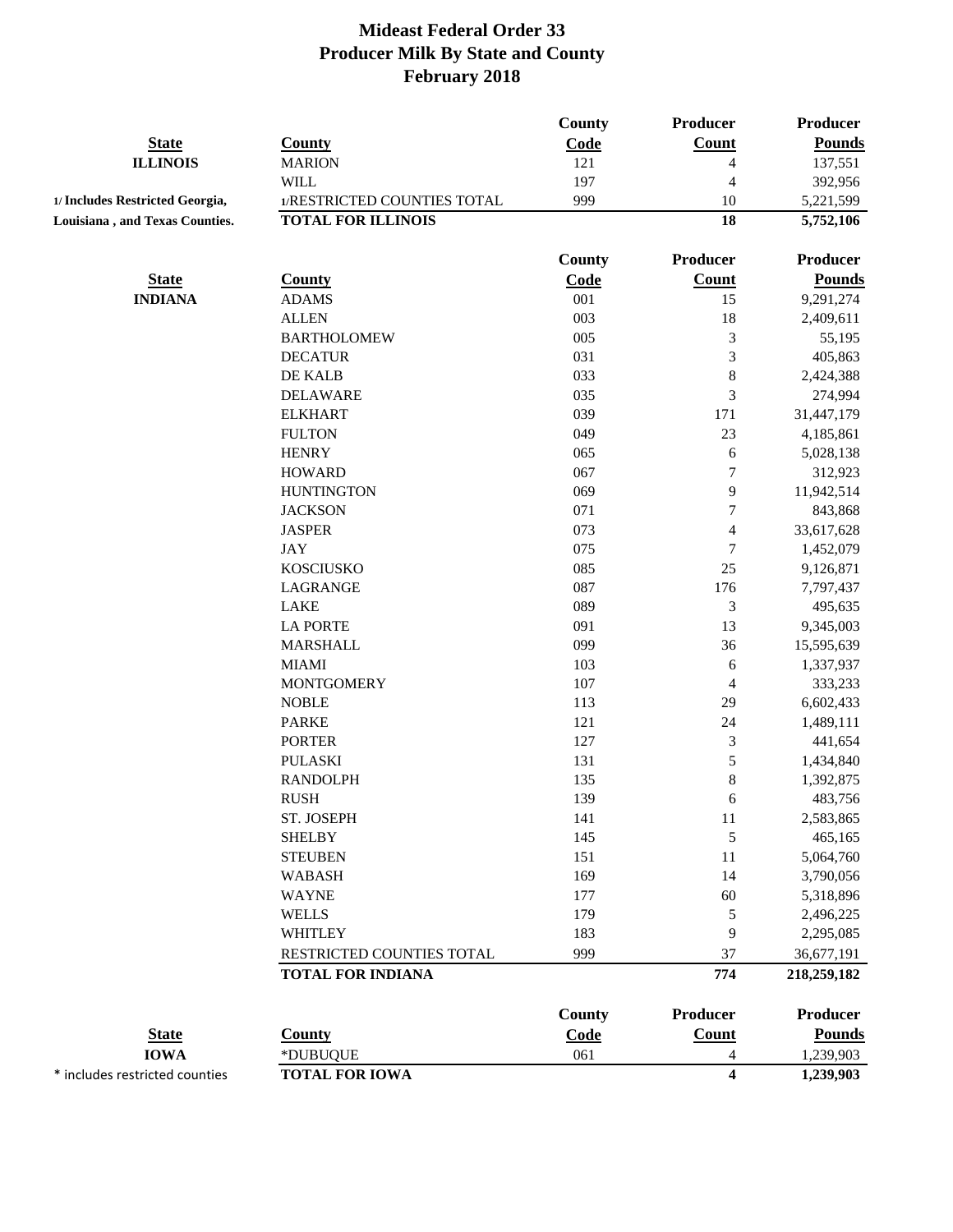# Mideast Federal Order 33
## Producer Milk By State and County
## February 2018

| State | County | County Code | Producer Count | Producer Pounds |
|---|---|---|---|---|
| **ILLINOIS** | MARION | 121 | 4 | 137,551 |
| | WILL | 197 | 4 | 392,956 |
| **1/ Includes Restricted Georgia,** | 1/RESTRICTED COUNTIES TOTAL | 999 | 10 | 5,221,599 |
| **Louisiana , and Texas Counties.** | **TOTAL FOR ILLINOIS** | | **18** | **5,752,106** |

| State | County | County Code | Producer Count | Producer Pounds |
|---|---|---|---|---|
| **INDIANA** | ADAMS | 001 | 15 | 9,291,274 |
| | ALLEN | 003 | 18 | 2,409,611 |
| | BARTHOLOMEW | 005 | 3 | 55,195 |
| | DECATUR | 031 | 3 | 405,863 |
| | DE KALB | 033 | 8 | 2,424,388 |
| | DELAWARE | 035 | 3 | 274,994 |
| | ELKHART | 039 | 171 | 31,447,179 |
| | FULTON | 049 | 23 | 4,185,861 |
| | HENRY | 065 | 6 | 5,028,138 |
| | HOWARD | 067 | 7 | 312,923 |
| | HUNTINGTON | 069 | 9 | 11,942,514 |
| | JACKSON | 071 | 7 | 843,868 |
| | JASPER | 073 | 4 | 33,617,628 |
| | JAY | 075 | 7 | 1,452,079 |
| | KOSCIUSKO | 085 | 25 | 9,126,871 |
| | LAGRANGE | 087 | 176 | 7,797,437 |
| | LAKE | 089 | 3 | 495,635 |
| | LA PORTE | 091 | 13 | 9,345,003 |
| | MARSHALL | 099 | 36 | 15,595,639 |
| | MIAMI | 103 | 6 | 1,337,937 |
| | MONTGOMERY | 107 | 4 | 333,233 |
| | NOBLE | 113 | 29 | 6,602,433 |
| | PARKE | 121 | 24 | 1,489,111 |
| | PORTER | 127 | 3 | 441,654 |
| | PULASKI | 131 | 5 | 1,434,840 |
| | RANDOLPH | 135 | 8 | 1,392,875 |
| | RUSH | 139 | 6 | 483,756 |
| | ST. JOSEPH | 141 | 11 | 2,583,865 |
| | SHELBY | 145 | 5 | 465,165 |
| | STEUBEN | 151 | 11 | 5,064,760 |
| | WABASH | 169 | 14 | 3,790,056 |
| | WAYNE | 177 | 60 | 5,318,896 |
| | WELLS | 179 | 5 | 2,496,225 |
| | WHITLEY | 183 | 9 | 2,295,085 |
| | RESTRICTED COUNTIES TOTAL | 999 | 37 | 36,677,191 |
| | **TOTAL FOR INDIANA** | | **774** | **218,259,182** |

| State | County | County Code | Producer Count | Producer Pounds |
|---|---|---|---|---|
| **IOWA** | *DUBUQUE | 061 | 4 | 1,239,903 |
| * includes restricted counties | **TOTAL FOR IOWA** | | **4** | **1,239,903** |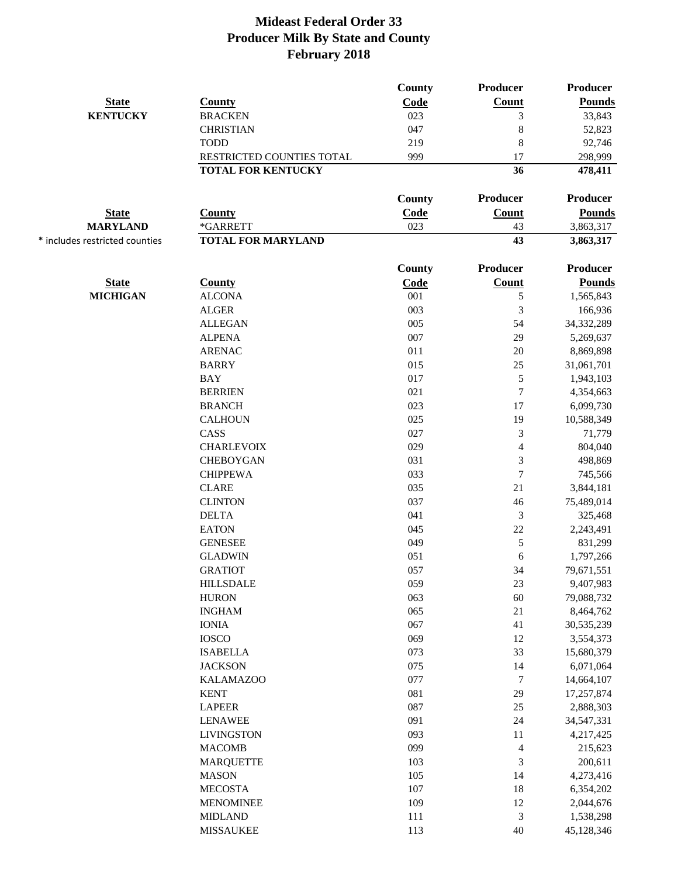# Mideast Federal Order 33
## Producer Milk By State and County
### February 2018

| State | County | County Code | Producer Count | Producer Pounds |
|---|---|---|---|---|
| **KENTUCKY** | BRACKEN | 023 | 3 | 33,843 |
| | CHRISTIAN | 047 | 8 | 52,823 |
| | TODD | 219 | 8 | 92,746 |
| | RESTRICTED COUNTIES TOTAL | 999 | 17 | 298,999 |
| | **TOTAL FOR KENTUCKY** | | **36** | **478,411** |

| State | County | County Code | Producer Count | Producer Pounds |
|---|---|---|---|---|
| **MARYLAND** | *GARRETT | 023 | 43 | 3,863,317 |
| * includes restricted counties | **TOTAL FOR MARYLAND** | | **43** | **3,863,317** |

| State | County | County Code | Producer Count | Producer Pounds |
|---|---|---|---|---|
| **MICHIGAN** | ALCONA | 001 | 5 | 1,565,843 |
| | ALGER | 003 | 3 | 166,936 |
| | ALLEGAN | 005 | 54 | 34,332,289 |
| | ALPENA | 007 | 29 | 5,269,637 |
| | ARENAC | 011 | 20 | 8,869,898 |
| | BARRY | 015 | 25 | 31,061,701 |
| | BAY | 017 | 5 | 1,943,103 |
| | BERRIEN | 021 | 7 | 4,354,663 |
| | BRANCH | 023 | 17 | 6,099,730 |
| | CALHOUN | 025 | 19 | 10,588,349 |
| | CASS | 027 | 3 | 71,779 |
| | CHARLEVOIX | 029 | 4 | 804,040 |
| | CHEBOYGAN | 031 | 3 | 498,869 |
| | CHIPPEWA | 033 | 7 | 745,566 |
| | CLARE | 035 | 21 | 3,844,181 |
| | CLINTON | 037 | 46 | 75,489,014 |
| | DELTA | 041 | 3 | 325,468 |
| | EATON | 045 | 22 | 2,243,491 |
| | GENESEE | 049 | 5 | 831,299 |
| | GLADWIN | 051 | 6 | 1,797,266 |
| | GRATIOT | 057 | 34 | 79,671,551 |
| | HILLSDALE | 059 | 23 | 9,407,983 |
| | HURON | 063 | 60 | 79,088,732 |
| | INGHAM | 065 | 21 | 8,464,762 |
| | IONIA | 067 | 41 | 30,535,239 |
| | IOSCO | 069 | 12 | 3,554,373 |
| | ISABELLA | 073 | 33 | 15,680,379 |
| | JACKSON | 075 | 14 | 6,071,064 |
| | KALAMAZOO | 077 | 7 | 14,664,107 |
| | KENT | 081 | 29 | 17,257,874 |
| | LAPEER | 087 | 25 | 2,888,303 |
| | LENAWEE | 091 | 24 | 34,547,331 |
| | LIVINGSTON | 093 | 11 | 4,217,425 |
| | MACOMB | 099 | 4 | 215,623 |
| | MARQUETTE | 103 | 3 | 200,611 |
| | MASON | 105 | 14 | 4,273,416 |
| | MECOSTA | 107 | 18 | 6,354,202 |
| | MENOMINEE | 109 | 12 | 2,044,676 |
| | MIDLAND | 111 | 3 | 1,538,298 |
| | MISSAUKEE | 113 | 40 | 45,128,346 |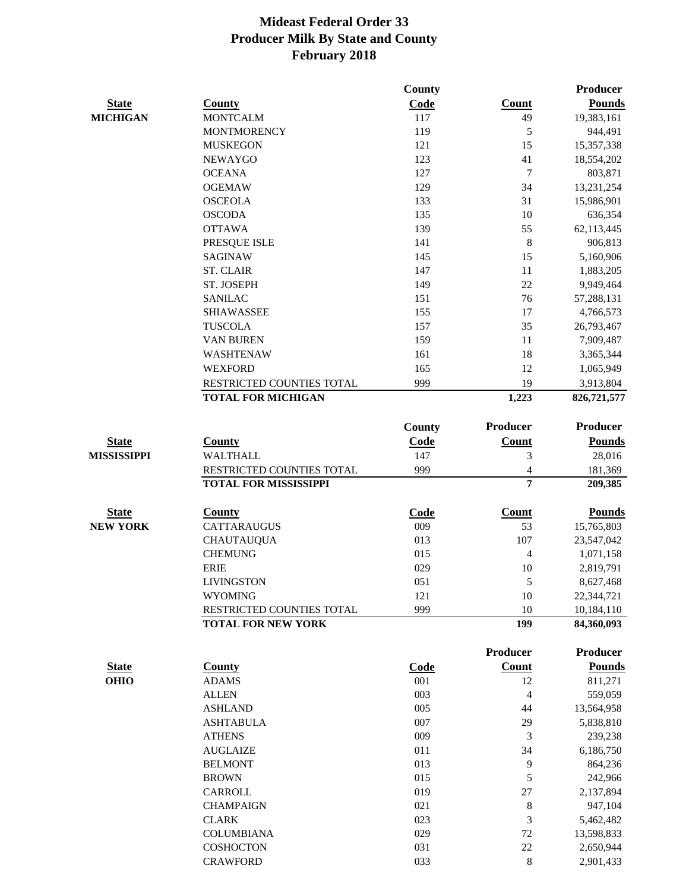# Mideast Federal Order 33
# Producer Milk By State and County
# February 2018

| State | County | County Code | Count | Producer Pounds |
|---|---|---|---|---|
| MICHIGAN | MONTCALM | 117 | 49 | 19,383,161 |
| | MONTMORENCY | 119 | 5 | 944,491 |
| | MUSKEGON | 121 | 15 | 15,357,338 |
| | NEWAYGO | 123 | 41 | 18,554,202 |
| | OCEANA | 127 | 7 | 803,871 |
| | OGEMAW | 129 | 34 | 13,231,254 |
| | OSCEOLA | 133 | 31 | 15,986,901 |
| | OSCODA | 135 | 10 | 636,354 |
| | OTTAWA | 139 | 55 | 62,113,445 |
| | PRESQUE ISLE | 141 | 8 | 906,813 |
| | SAGINAW | 145 | 15 | 5,160,906 |
| | ST. CLAIR | 147 | 11 | 1,883,205 |
| | ST. JOSEPH | 149 | 22 | 9,949,464 |
| | SANILAC | 151 | 76 | 57,288,131 |
| | SHIAWASSEE | 155 | 17 | 4,766,573 |
| | TUSCOLA | 157 | 35 | 26,793,467 |
| | VAN BUREN | 159 | 11 | 7,909,487 |
| | WASHTENAW | 161 | 18 | 3,365,344 |
| | WEXFORD | 165 | 12 | 1,065,949 |
| | RESTRICTED COUNTIES TOTAL | 999 | 19 | 3,913,804 |
| | **TOTAL FOR MICHIGAN** | | **1,223** | **826,721,577** |

| State | County | County Code | Producer Count | Producer Pounds |
|---|---|---|---|---|
| MISSISSIPPI | WALTHALL | 147 | 3 | 28,016 |
| | RESTRICTED COUNTIES TOTAL | 999 | 4 | 181,369 |
| | **TOTAL FOR MISSISSIPPI** | | **7** | **209,385** |

| State | County | Code | Count | Pounds |
|---|---|---|---|---|
| NEW YORK | CATTARAUGUS | 009 | 53 | 15,765,803 |
| | CHAUTAUQUA | 013 | 107 | 23,547,042 |
| | CHEMUNG | 015 | 4 | 1,071,158 |
| | ERIE | 029 | 10 | 2,819,791 |
| | LIVINGSTON | 051 | 5 | 8,627,468 |
| | WYOMING | 121 | 10 | 22,344,721 |
| | RESTRICTED COUNTIES TOTAL | 999 | 10 | 10,184,110 |
| | **TOTAL FOR NEW YORK** | | **199** | **84,360,093** |

| State | County | Code | Producer Count | Producer Pounds |
|---|---|---|---|---|
| OHIO | ADAMS | 001 | 12 | 811,271 |
| | ALLEN | 003 | 4 | 559,059 |
| | ASHLAND | 005 | 44 | 13,564,958 |
| | ASHTABULA | 007 | 29 | 5,838,810 |
| | ATHENS | 009 | 3 | 239,238 |
| | AUGLAIZE | 011 | 34 | 6,186,750 |
| | BELMONT | 013 | 9 | 864,236 |
| | BROWN | 015 | 5 | 242,966 |
| | CARROLL | 019 | 27 | 2,137,894 |
| | CHAMPAIGN | 021 | 8 | 947,104 |
| | CLARK | 023 | 3 | 5,462,482 |
| | COLUMBIANA | 029 | 72 | 13,598,833 |
| | COSHOCTON | 031 | 22 | 2,650,944 |
| | CRAWFORD | 033 | 8 | 2,901,433 |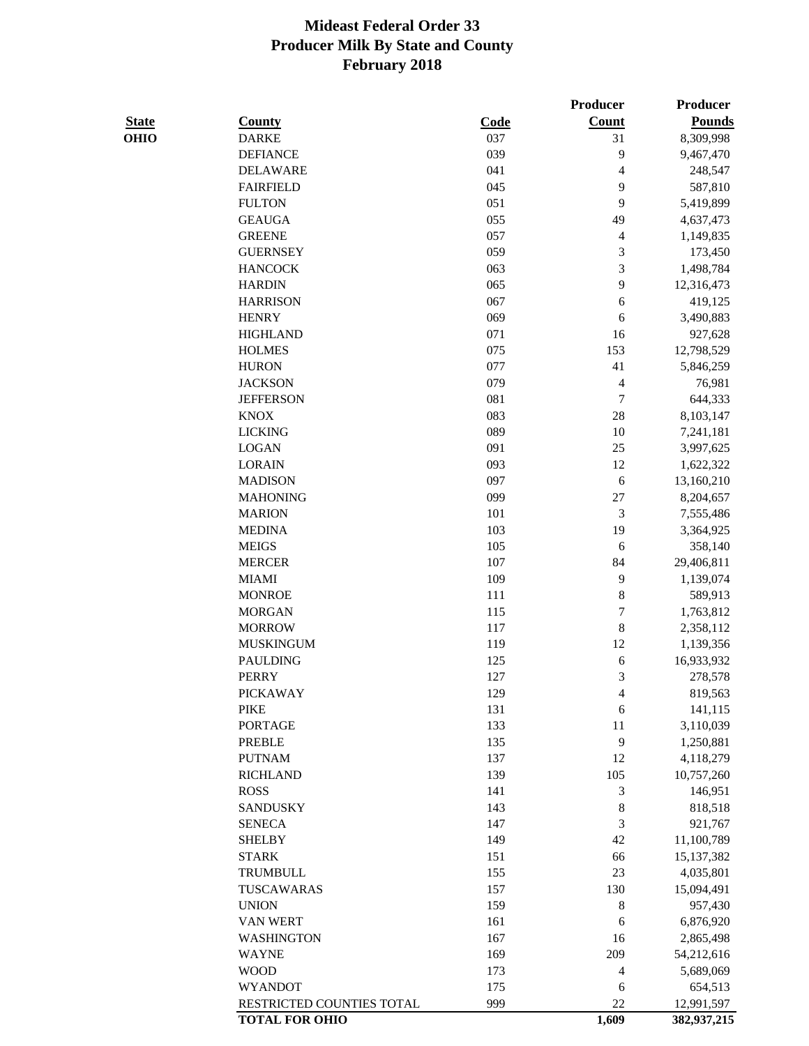# Mideast Federal Order 33
## Producer Milk By State and County
## February 2018

| State | County | Code | Producer Count | Producer Pounds |
|---|---|---|---|---|
| **OHIO** | DARKE | 037 | 31 | 8,309,998 |
| | DEFIANCE | 039 | 9 | 9,467,470 |
| | DELAWARE | 041 | 4 | 248,547 |
| | FAIRFIELD | 045 | 9 | 587,810 |
| | FULTON | 051 | 9 | 5,419,899 |
| | GEAUGA | 055 | 49 | 4,637,473 |
| | GREENE | 057 | 4 | 1,149,835 |
| | GUERNSEY | 059 | 3 | 173,450 |
| | HANCOCK | 063 | 3 | 1,498,784 |
| | HARDIN | 065 | 9 | 12,316,473 |
| | HARRISON | 067 | 6 | 419,125 |
| | HENRY | 069 | 6 | 3,490,883 |
| | HIGHLAND | 071 | 16 | 927,628 |
| | HOLMES | 075 | 153 | 12,798,529 |
| | HURON | 077 | 41 | 5,846,259 |
| | JACKSON | 079 | 4 | 76,981 |
| | JEFFERSON | 081 | 7 | 644,333 |
| | KNOX | 083 | 28 | 8,103,147 |
| | LICKING | 089 | 10 | 7,241,181 |
| | LOGAN | 091 | 25 | 3,997,625 |
| | LORAIN | 093 | 12 | 1,622,322 |
| | MADISON | 097 | 6 | 13,160,210 |
| | MAHONING | 099 | 27 | 8,204,657 |
| | MARION | 101 | 3 | 7,555,486 |
| | MEDINA | 103 | 19 | 3,364,925 |
| | MEIGS | 105 | 6 | 358,140 |
| | MERCER | 107 | 84 | 29,406,811 |
| | MIAMI | 109 | 9 | 1,139,074 |
| | MONROE | 111 | 8 | 589,913 |
| | MORGAN | 115 | 7 | 1,763,812 |
| | MORROW | 117 | 8 | 2,358,112 |
| | MUSKINGUM | 119 | 12 | 1,139,356 |
| | PAULDING | 125 | 6 | 16,933,932 |
| | PERRY | 127 | 3 | 278,578 |
| | PICKAWAY | 129 | 4 | 819,563 |
| | PIKE | 131 | 6 | 141,115 |
| | PORTAGE | 133 | 11 | 3,110,039 |
| | PREBLE | 135 | 9 | 1,250,881 |
| | PUTNAM | 137 | 12 | 4,118,279 |
| | RICHLAND | 139 | 105 | 10,757,260 |
| | ROSS | 141 | 3 | 146,951 |
| | SANDUSKY | 143 | 8 | 818,518 |
| | SENECA | 147 | 3 | 921,767 |
| | SHELBY | 149 | 42 | 11,100,789 |
| | STARK | 151 | 66 | 15,137,382 |
| | TRUMBULL | 155 | 23 | 4,035,801 |
| | TUSCARAWAS | 157 | 130 | 15,094,491 |
| | UNION | 159 | 8 | 957,430 |
| | VAN WERT | 161 | 6 | 6,876,920 |
| | WASHINGTON | 167 | 16 | 2,865,498 |
| | WAYNE | 169 | 209 | 54,212,616 |
| | WOOD | 173 | 4 | 5,689,069 |
| | WYANDOT | 175 | 6 | 654,513 |
| | RESTRICTED COUNTIES TOTAL | 999 | 22 | 12,991,597 |
| | **TOTAL FOR OHIO** | | **1,609** | **382,937,215** |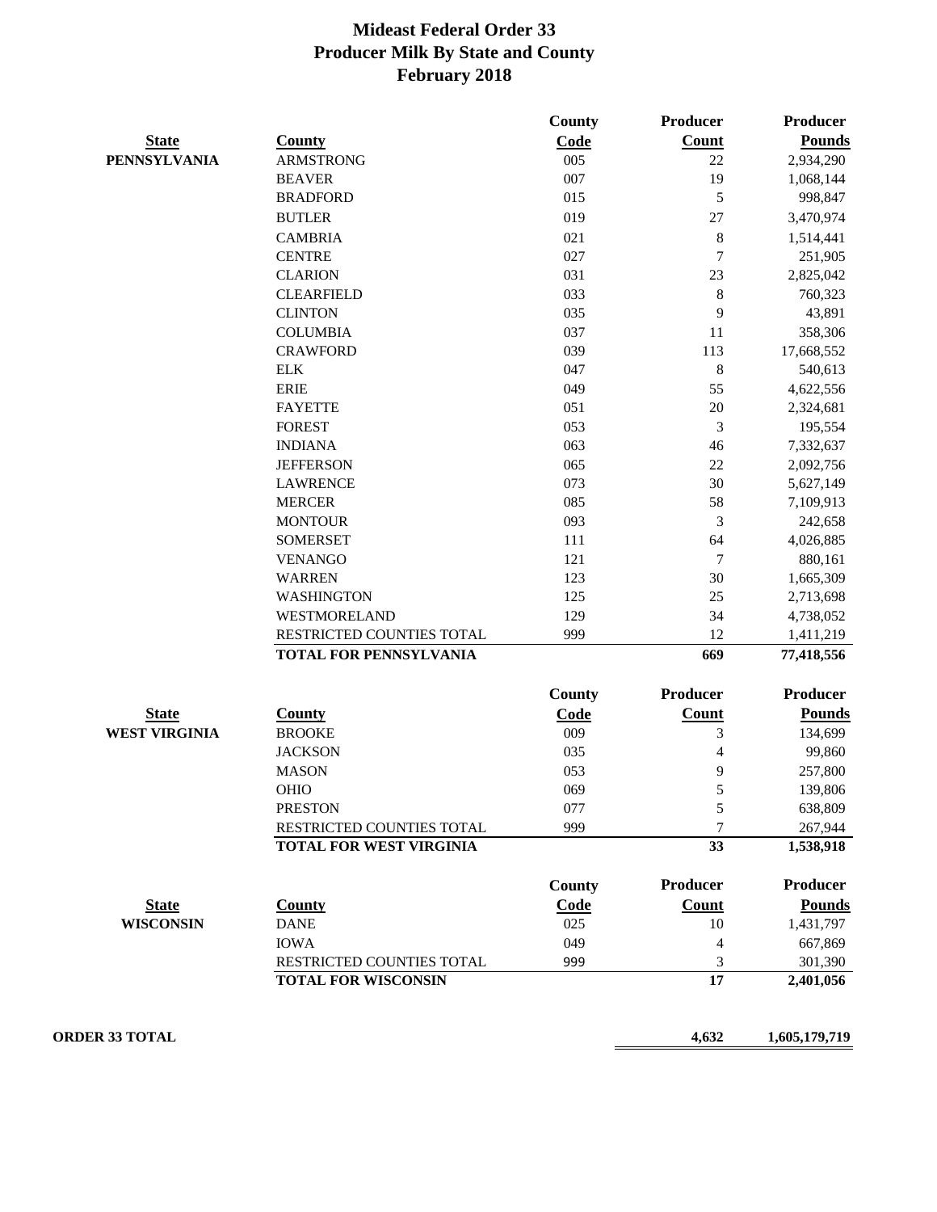# Mideast Federal Order 33
# Producer Milk By State and County
# February 2018

| State | County | County Code | Producer Count | Producer Pounds |
|---|---|---|---|---|
| PENNSYLVANIA | ARMSTRONG | 005 | 22 | 2,934,290 |
| | BEAVER | 007 | 19 | 1,068,144 |
| | BRADFORD | 015 | 5 | 998,847 |
| | BUTLER | 019 | 27 | 3,470,974 |
| | CAMBRIA | 021 | 8 | 1,514,441 |
| | CENTRE | 027 | 7 | 251,905 |
| | CLARION | 031 | 23 | 2,825,042 |
| | CLEARFIELD | 033 | 8 | 760,323 |
| | CLINTON | 035 | 9 | 43,891 |
| | COLUMBIA | 037 | 11 | 358,306 |
| | CRAWFORD | 039 | 113 | 17,668,552 |
| | ELK | 047 | 8 | 540,613 |
| | ERIE | 049 | 55 | 4,622,556 |
| | FAYETTE | 051 | 20 | 2,324,681 |
| | FOREST | 053 | 3 | 195,554 |
| | INDIANA | 063 | 46 | 7,332,637 |
| | JEFFERSON | 065 | 22 | 2,092,756 |
| | LAWRENCE | 073 | 30 | 5,627,149 |
| | MERCER | 085 | 58 | 7,109,913 |
| | MONTOUR | 093 | 3 | 242,658 |
| | SOMERSET | 111 | 64 | 4,026,885 |
| | VENANGO | 121 | 7 | 880,161 |
| | WARREN | 123 | 30 | 1,665,309 |
| | WASHINGTON | 125 | 25 | 2,713,698 |
| | WESTMORELAND | 129 | 34 | 4,738,052 |
| | RESTRICTED COUNTIES TOTAL | 999 | 12 | 1,411,219 |
| | **TOTAL FOR PENNSYLVANIA** | | **669** | **77,418,556** |

| State | County | County Code | Producer Count | Producer Pounds |
|---|---|---|---|---|
| WEST VIRGINIA | BROOKE | 009 | 3 | 134,699 |
| | JACKSON | 035 | 4 | 99,860 |
| | MASON | 053 | 9 | 257,800 |
| | OHIO | 069 | 5 | 139,806 |
| | PRESTON | 077 | 5 | 638,809 |
| | RESTRICTED COUNTIES TOTAL | 999 | 7 | 267,944 |
| | **TOTAL FOR WEST VIRGINIA** | | **33** | **1,538,918** |

| State | County | County Code | Producer Count | Producer Pounds |
|---|---|---|---|---|
| WISCONSIN | DANE | 025 | 10 | 1,431,797 |
| | IOWA | 049 | 4 | 667,869 |
| | RESTRICTED COUNTIES TOTAL | 999 | 3 | 301,390 |
| | **TOTAL FOR WISCONSIN** | | **17** | **2,401,056** |

| | | | | |
|---|---|---|---|---|
| **ORDER 33 TOTAL** | | | **4,632** | **1,605,179,719** |